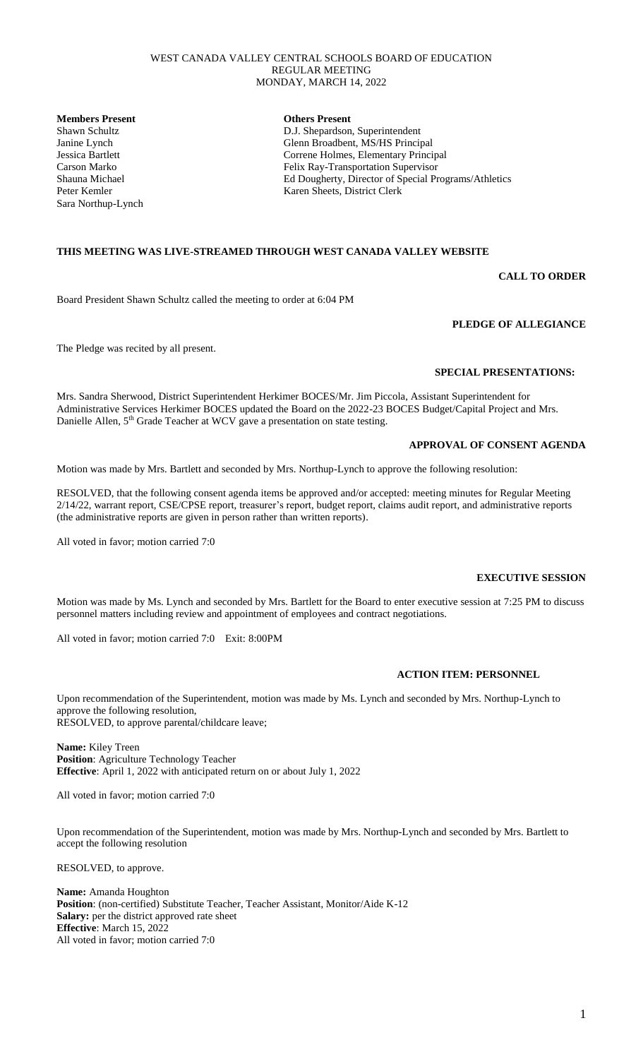WEST CANADA VALLEY CENTRAL SCHOOLS BOARD OF EDUCATION
REGULAR MEETING
MONDAY, MARCH 14, 2022

| **Members Present** | **Others Present** |
|---|---|
| Shawn Schultz | D.J. Shepardson, Superintendent |
| Janine Lynch | Glenn Broadbent, MS/HS Principal |
| Jessica Bartlett | Correne Holmes, Elementary Principal |
| Carson Marko | Felix Ray-Transportation Supervisor |
| Shauna Michael | Ed Dougherty, Director of Special Programs/Athletics |
| Peter Kemler | Karen Sheets, District Clerk |
| Sara Northup-Lynch | |

**THIS MEETING WAS LIVE-STREAMED THROUGH WEST CANADA VALLEY WEBSITE**

**CALL TO ORDER**

Board President Shawn Schultz called the meeting to order at 6:04 PM

**PLEDGE OF ALLEGIANCE**

The Pledge was recited by all present.

**SPECIAL PRESENTATIONS:**

Mrs. Sandra Sherwood, District Superintendent Herkimer BOCES/Mr. Jim Piccola, Assistant Superintendent for Administrative Services Herkimer BOCES updated the Board on the 2022-23 BOCES Budget/Capital Project and Mrs. Danielle Allen, 5th Grade Teacher at WCV gave a presentation on state testing.

**APPROVAL OF CONSENT AGENDA**

Motion was made by Mrs. Bartlett and seconded by Mrs. Northup-Lynch to approve the following resolution:

RESOLVED, that the following consent agenda items be approved and/or accepted: meeting minutes for Regular Meeting 2/14/22, warrant report, CSE/CPSE report, treasurer's report, budget report, claims audit report, and administrative reports (the administrative reports are given in person rather than written reports).

All voted in favor; motion carried 7:0

**EXECUTIVE SESSION**

Motion was made by Ms. Lynch and seconded by Mrs. Bartlett for the Board to enter executive session at 7:25 PM to discuss personnel matters including review and appointment of employees and contract negotiations.

All voted in favor; motion carried 7:0 Exit: 8:00PM

**ACTION ITEM: PERSONNEL**

Upon recommendation of the Superintendent, motion was made by Ms. Lynch and seconded by Mrs. Northup-Lynch to approve the following resolution,
RESOLVED, to approve parental/childcare leave;

**Name:** Kiley Treen
**Position**: Agriculture Technology Teacher
**Effective**: April 1, 2022 with anticipated return on or about July 1, 2022

All voted in favor; motion carried 7:0

Upon recommendation of the Superintendent, motion was made by Mrs. Northup-Lynch and seconded by Mrs. Bartlett to accept the following resolution

RESOLVED, to approve.

**Name:** Amanda Houghton
**Position**: (non-certified) Substitute Teacher, Teacher Assistant, Monitor/Aide K-12
**Salary:** per the district approved rate sheet
**Effective**: March 15, 2022
All voted in favor; motion carried 7:0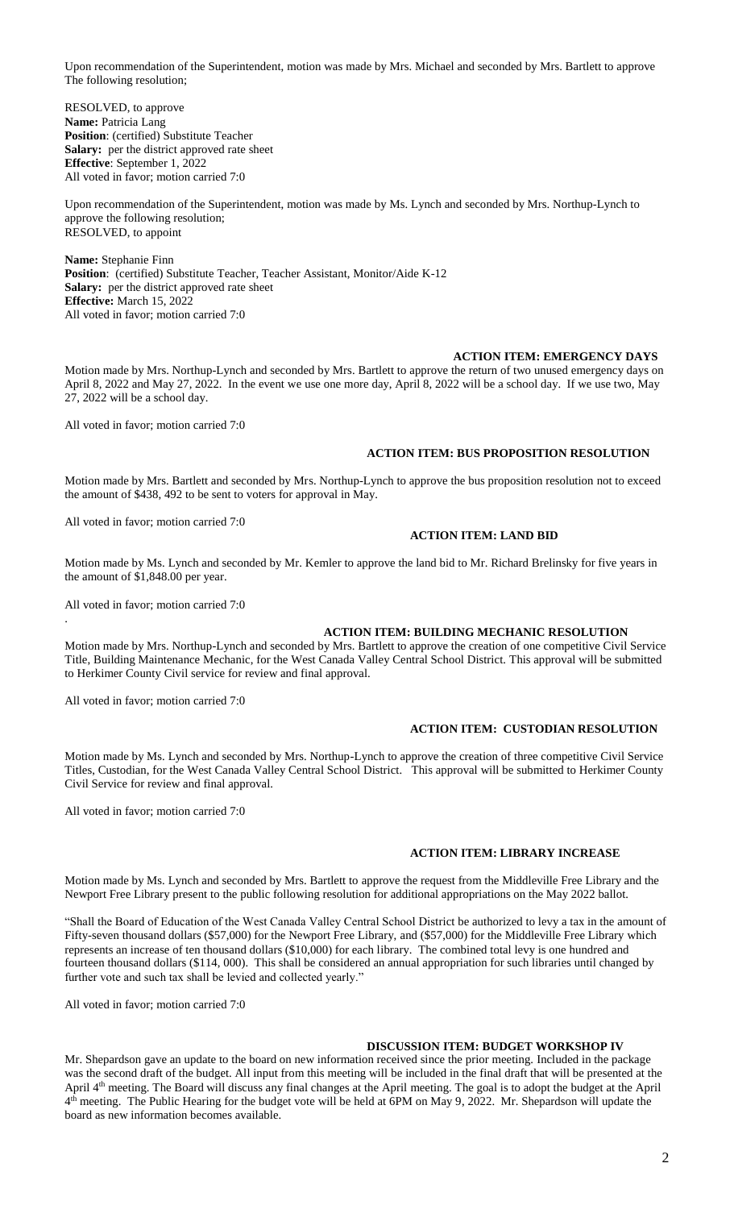Upon recommendation of the Superintendent, motion was made by Mrs. Michael and seconded by Mrs. Bartlett to approve The following resolution;

RESOLVED, to approve
**Name:** Patricia Lang
**Position**: (certified) Substitute Teacher
**Salary:** per the district approved rate sheet
**Effective**: September 1, 2022
All voted in favor; motion carried 7:0

Upon recommendation of the Superintendent, motion was made by Ms. Lynch and seconded by Mrs. Northup-Lynch to approve the following resolution;
RESOLVED, to appoint

**Name:** Stephanie Finn
**Position**: (certified) Substitute Teacher, Teacher Assistant, Monitor/Aide K-12
**Salary:** per the district approved rate sheet
**Effective:** March 15, 2022
All voted in favor; motion carried 7:0

**ACTION ITEM: EMERGENCY DAYS**

Motion made by Mrs. Northup-Lynch and seconded by Mrs. Bartlett to approve the return of two unused emergency days on April 8, 2022 and May 27, 2022. In the event we use one more day, April 8, 2022 will be a school day. If we use two, May 27, 2022 will be a school day.

All voted in favor; motion carried 7:0

**ACTION ITEM: BUS PROPOSITION RESOLUTION**

Motion made by Mrs. Bartlett and seconded by Mrs. Northup-Lynch to approve the bus proposition resolution not to exceed the amount of $438, 492 to be sent to voters for approval in May.

All voted in favor; motion carried 7:0

**ACTION ITEM: LAND BID**

Motion made by Ms. Lynch and seconded by Mr. Kemler to approve the land bid to Mr. Richard Brelinsky for five years in the amount of $1,848.00 per year.

All voted in favor; motion carried 7:0

**ACTION ITEM: BUILDING MECHANIC RESOLUTION**

Motion made by Mrs. Northup-Lynch and seconded by Mrs. Bartlett to approve the creation of one competitive Civil Service Title, Building Maintenance Mechanic, for the West Canada Valley Central School District. This approval will be submitted to Herkimer County Civil service for review and final approval.

All voted in favor; motion carried 7:0

**ACTION ITEM: CUSTODIAN RESOLUTION**

Motion made by Ms. Lynch and seconded by Mrs. Northup-Lynch to approve the creation of three competitive Civil Service Titles, Custodian, for the West Canada Valley Central School District. This approval will be submitted to Herkimer County Civil Service for review and final approval.

All voted in favor; motion carried 7:0

**ACTION ITEM: LIBRARY INCREASE**

Motion made by Ms. Lynch and seconded by Mrs. Bartlett to approve the request from the Middleville Free Library and the Newport Free Library present to the public following resolution for additional appropriations on the May 2022 ballot.

"Shall the Board of Education of the West Canada Valley Central School District be authorized to levy a tax in the amount of Fifty-seven thousand dollars ($57,000) for the Newport Free Library, and ($57,000) for the Middleville Free Library which represents an increase of ten thousand dollars ($10,000) for each library. The combined total levy is one hundred and fourteen thousand dollars ($114, 000). This shall be considered an annual appropriation for such libraries until changed by further vote and such tax shall be levied and collected yearly."

All voted in favor; motion carried 7:0

**DISCUSSION ITEM: BUDGET WORKSHOP IV**

Mr. Shepardson gave an update to the board on new information received since the prior meeting. Included in the package was the second draft of the budget. All input from this meeting will be included in the final draft that will be presented at the April 4th meeting. The Board will discuss any final changes at the April meeting. The goal is to adopt the budget at the April 4th meeting. The Public Hearing for the budget vote will be held at 6PM on May 9, 2022. Mr. Shepardson will update the board as new information becomes available.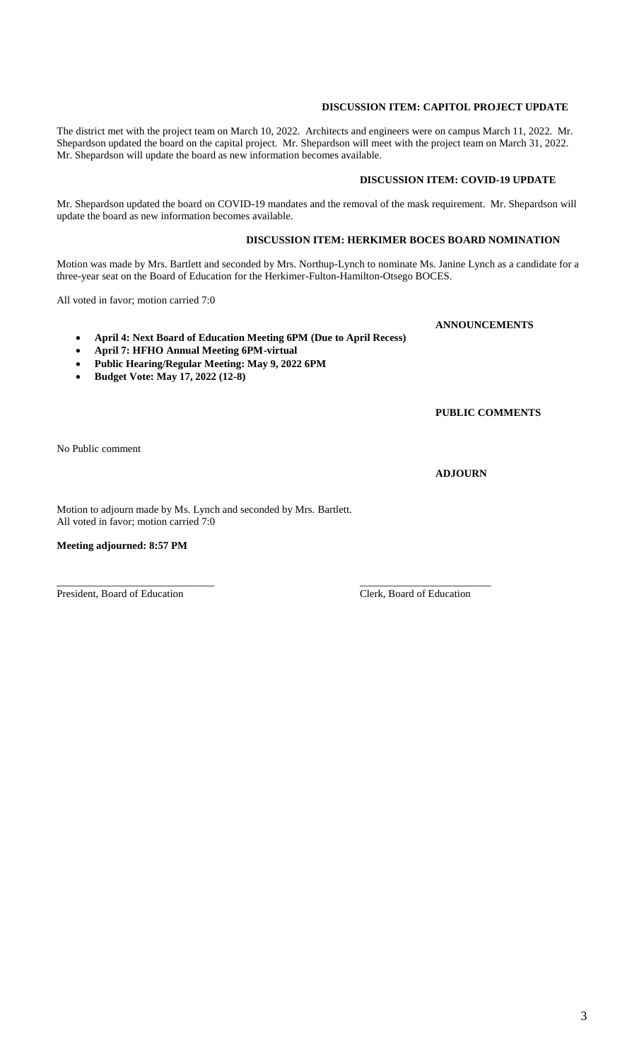### DISCUSSION ITEM: CAPITOL PROJECT UPDATE

The district met with the project team on March 10, 2022. Architects and engineers were on campus March 11, 2022. Mr. Shepardson updated the board on the capital project. Mr. Shepardson will meet with the project team on March 31, 2022. Mr. Shepardson will update the board as new information becomes available.

### DISCUSSION ITEM: COVID-19 UPDATE

Mr. Shepardson updated the board on COVID-19 mandates and the removal of the mask requirement. Mr. Shepardson will update the board as new information becomes available.

### DISCUSSION ITEM: HERKIMER BOCES BOARD NOMINATION

Motion was made by Mrs. Bartlett and seconded by Mrs. Northup-Lynch to nominate Ms. Janine Lynch as a candidate for a three-year seat on the Board of Education for the Herkimer-Fulton-Hamilton-Otsego BOCES.

All voted in favor; motion carried 7:0

### ANNOUNCEMENTS

- **April 4: Next Board of Education Meeting 6PM (Due to April Recess)**
- **April 7: HFHO Annual Meeting 6PM-virtual**
- **Public Hearing/Regular Meeting: May 9, 2022 6PM**
- **Budget Vote: May 17, 2022 (12-8)**

### PUBLIC COMMENTS

No Public comment

### ADJOURN

Motion to adjourn made by Ms. Lynch and seconded by Mrs. Bartlett.
All voted in favor; motion carried 7:0

**Meeting adjourned: 8:57 PM**

_____________________________ President, Board of Education

_____________________________ Clerk, Board of Education